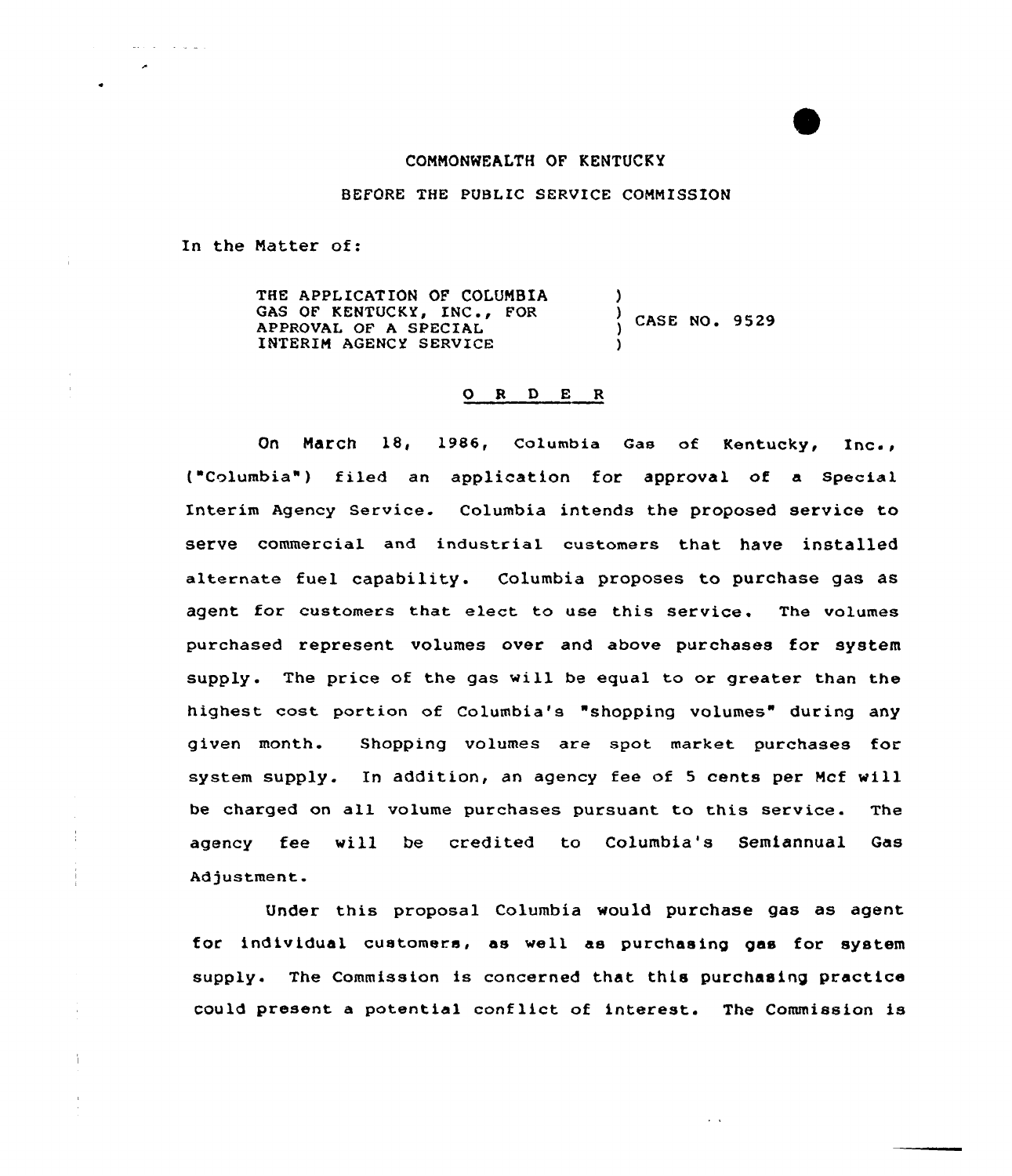COMMONWEALTH OF KENTUCKY

BEFORE THE PUBLIC SERVICE COMMISSION

In the Matter of:

| | | |
|---|---|---|
| THE APPLICATION OF COLUMBIA GAS OF KENTUCKY, INC., FOR APPROVAL OF A SPECIAL INTERIM AGENCY SERVICE | ) ) ) ) | CASE NO. 9529 |

## O R D E R

On March 18, 1986, Columbia Gas of Kentucky, Inc., ("Columbia") filed an application for approval of a Special Interim Agency Service. Columbia intends the proposed service to serve commercial and industrial customers that have installed alternate fuel capability. Columbia proposes to purchase gas as agent for customers that elect to use this service. The volumes purchased represent volumes over and above purchases for system supply. The price of the gas will be equal to or greater than the highest cost portion of Columbia's "shopping volumes" during any given month. Shopping volumes are spot market purchases for system supply. In addition, an agency fee of 5 cents per Mcf will be charged on all volume purchases pursuant to this service. The agency fee will be credited to Columbia's Semiannual Gas Adjustment.

Under this proposal Columbia would purchase gas as agent for individual customers, as well as purchasing gas for system supply. The Commission is concerned that this purchasing practice could present a potential conflict of interest. The Commission is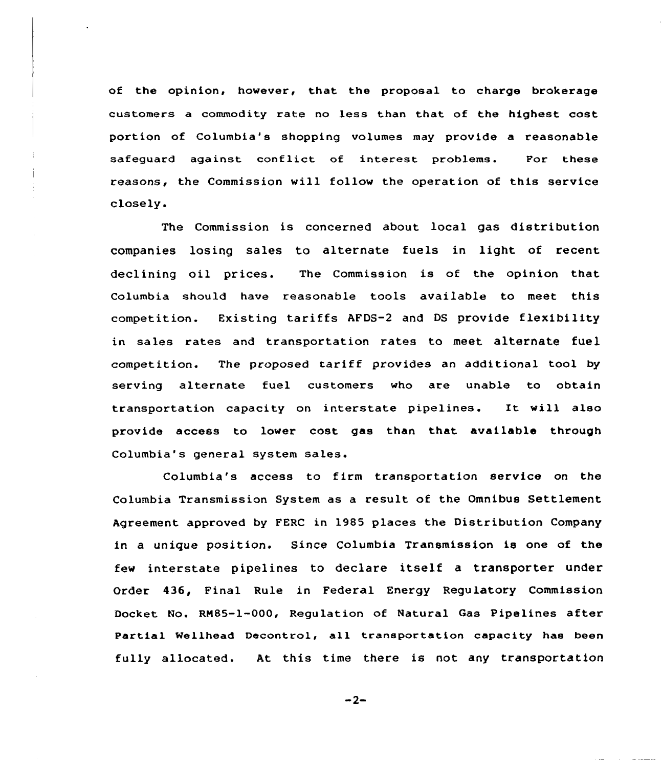of the opinion, however, that the proposal to charge brokerage customers a commodity rate no less than that of the highest cost portion of Columbia's shopping volumes may provide a reasonable safeguard against conflict of interest problems. For these reasons, the Commission will follow the operation of this service closely.

The Commission is concerned about local gas distribution companies losing sales to alternate fuels in light of recent declining oil prices. The Commission is of the opinion that Columbia should have reasonable tools available to meet this competition. Existing tariffs AFDS-2 and DS provide flexibility in sales rates and transportation rates to meet alternate fuel competition. The proposed tariff provides an additional tool by serving alternate fuel customers who are unable to obtain transportation capacity on interstate pipelines. It will also provide access to lower cost gas than that available through Columbia's general system sales.

Columbia's access to firm transportation service on the Columbia Transmission System as a result of the Omnibus Settlement Agreement approved by FERC in 1985 places the Distribution Company in a unique position. Since Columbia Transmission is one of the few interstate pipelines to declare itself a transporter under Order 436, Final Rule in Federal Energy Regulatory Commission Docket No. RM85-1-000, Regulation of Natural Gas Pipelines after Partial Wellhead Decontrol, all transportation capacity has been fully allocated. At this time there is not any transportation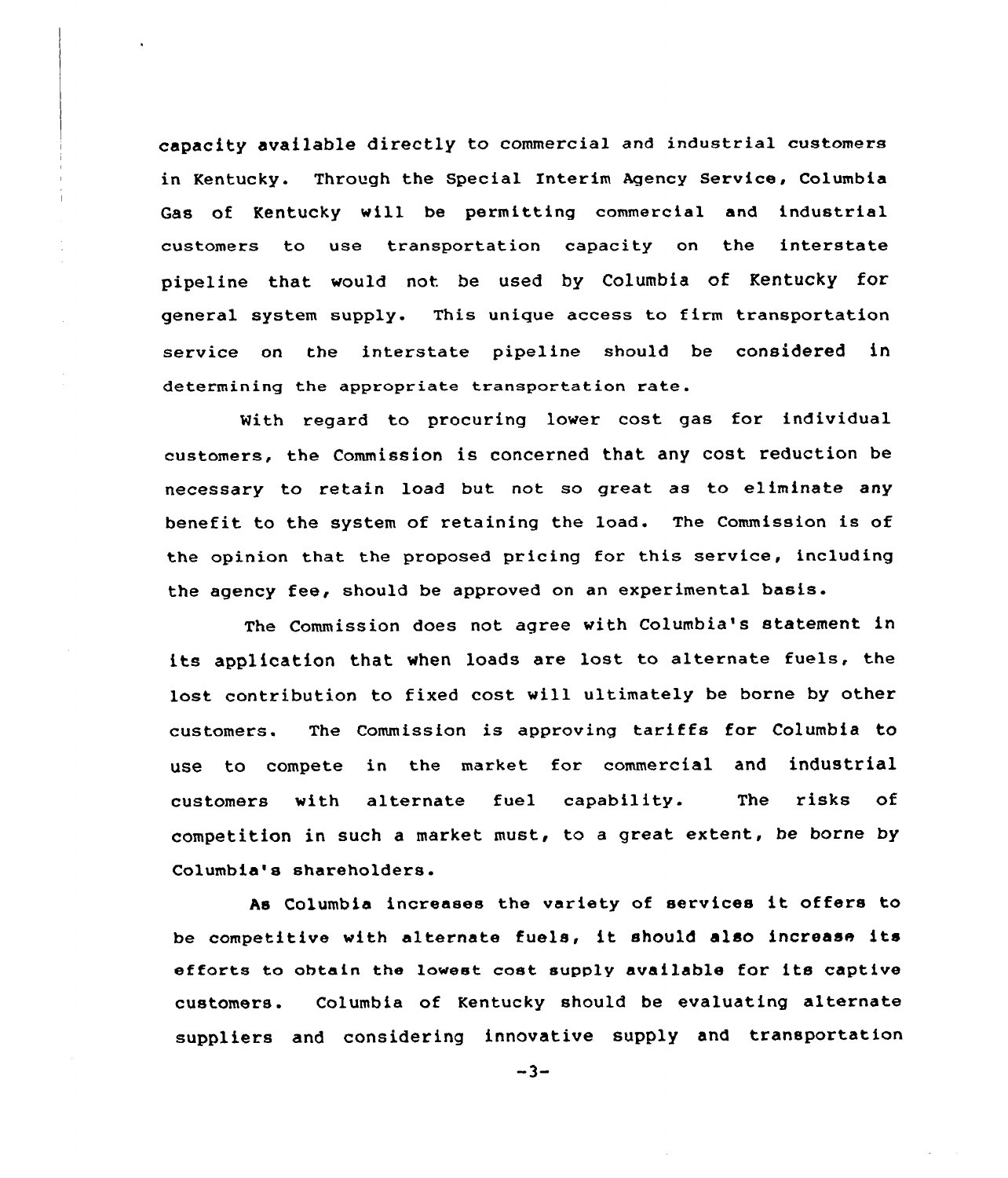capacity available directly to commercial and industrial customers in Kentucky. Through the Special Interim Agency Service, Columbia Gas of Kentucky will be permitting commercial and industrial customers to use transportation capacity on the interstate pipeline that would not be used by Columbia of Kentucky for general system supply. This unique access to firm transportation service on the interstate pipeline should be considered in determining the appropriate transportation rate.

With regard to procuring lower cost gas for individual customers, the Commission is concerned that any cost reduction be necessary to retain load but not so great as to eliminate any benefit to the system of retaining the load. The Commission is of the opinion that the proposed pricing for this service, including the agency fee, should be approved on an experimental basis.

The Commission does not agree with Columbia's statement in its application that when loads are lost to alternate fuels, the lost contribution to fixed cost will ultimately be borne by other customers. The Commission is approving tariffs for Columbia to use to compete in the market for commercial and industrial customers with alternate fuel capability. The risks of competition in such a market must, to a great extent, be borne by Columbia's shareholders.

As Columbia increases the variety of services it offers to be competitive with alternate fuels, it should also increase its efforts to obtain the lowest cost supply available for its captive customers. Columbia of Kentucky should be evaluating alternate suppliers and considering innovative supply and transportation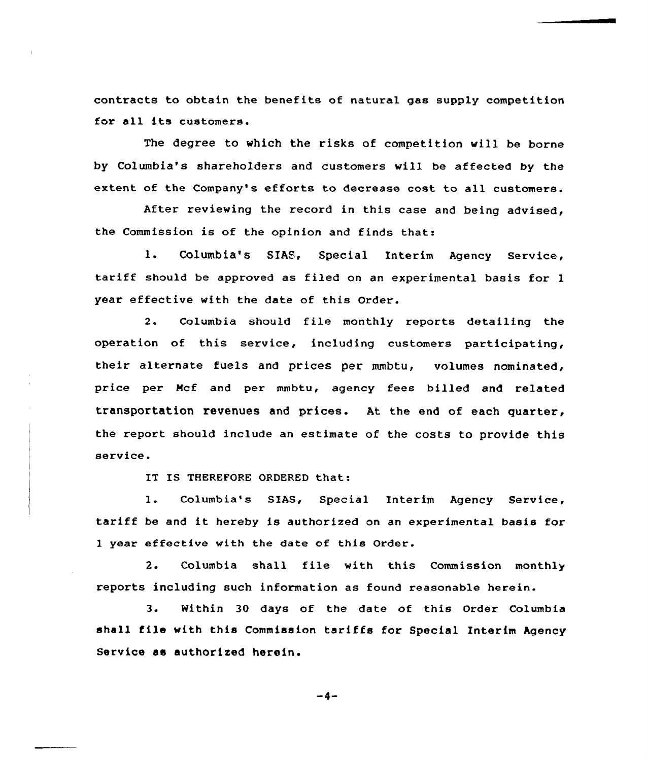contracts to obtain the benefits of natural gas supply competition for all its customers.

The degree to which the risks of competition will be borne by Columbia's shareholders and customers will be affected by the extent of the Company's efforts to decrease cost to all customers.

After reviewing the record in this case and being advised, the Commission is of the opinion and finds that:

1. Columbia's SIAS, Special Interim Agency Service, tariff should be approved as filed on an experimental basis for 1 year effective with the date of this Order.

2. Columbia should file monthly reports detailing the operation of this service, including customers participating, their alternate fuels and prices per mmbtu, volumes nominated, price per Mcf and per mmbtu, agency fees billed and related transportation revenues and prices. At the end of each quarter, the report should include an estimate of the costs to provide this service.

IT IS THEREFORE ORDERED that:

1. Columbia's SIAS, Special Interim Agency Service, tariff be and it hereby is authorized on an experimental basis for 1 year effective with the date of this Order.

2. Columbia shall file with this Commission monthly reports including such information as found reasonable herein.

3. Within 30 days of the date of this Order Columbia shall file with this Commission tariffs for Special Interim Agency Service as authorized herein.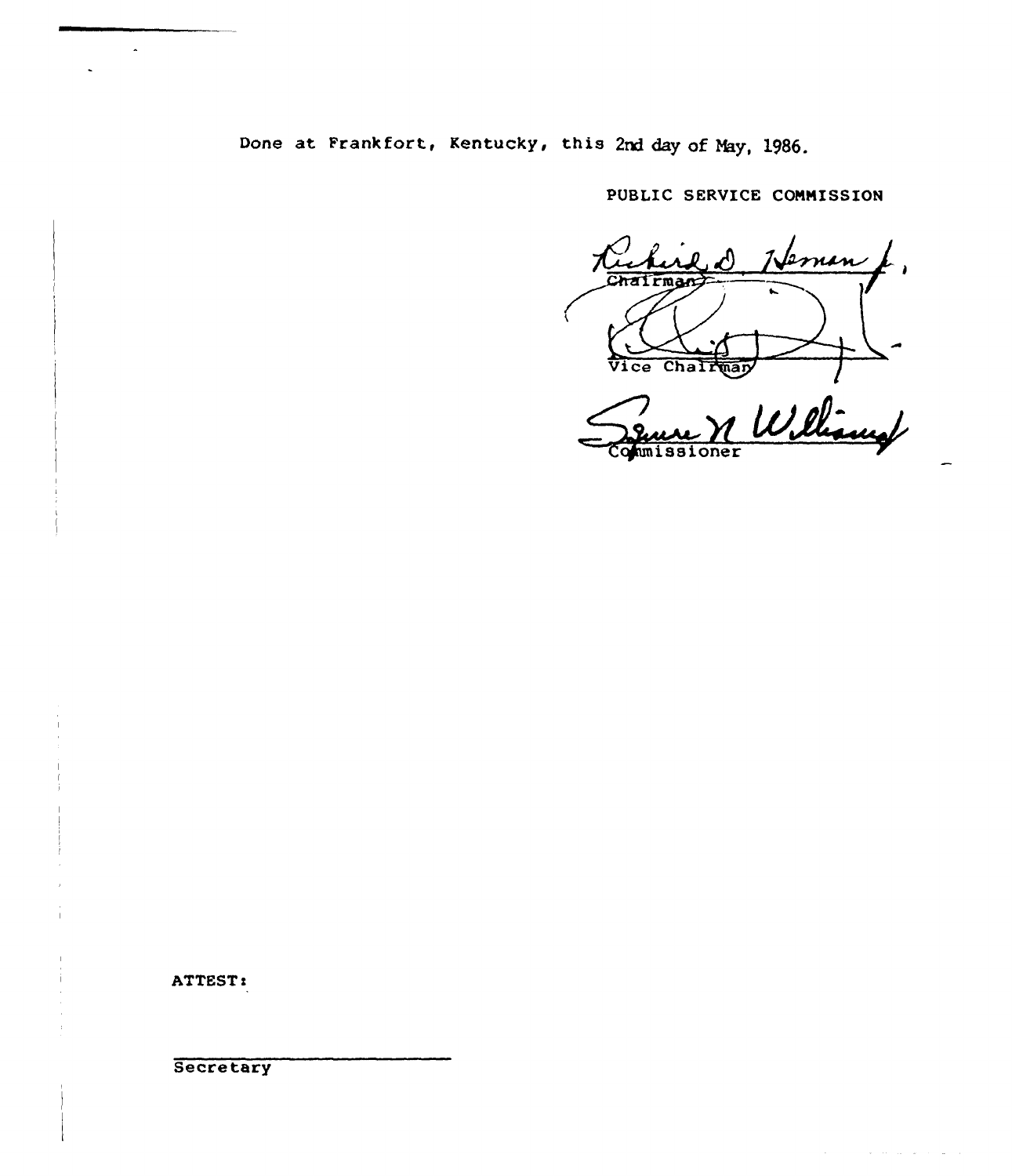Done at Frankfort, Kentucky, this 2nd day of May, 1986.

PUBLIC SERVICE COMMISSION

Richard D. Heman Jr.

Chairman

Vice Chairman

Commissioner

ATTEST:

Secretary